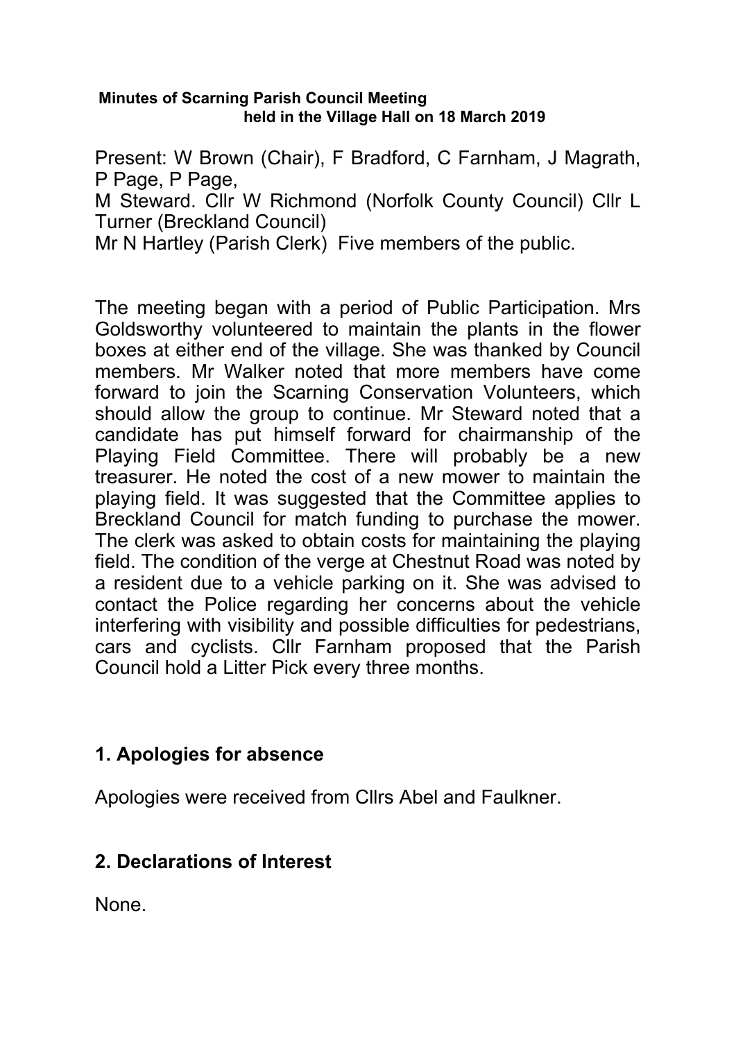**Minutes of Scarning Parish Council Meeting held in the Village Hall on 18 March 2019**

Present: W Brown (Chair), F Bradford, C Farnham, J Magrath, P Page, P Page,
M Steward. Cllr W Richmond (Norfolk County Council) Cllr L Turner (Breckland Council)
Mr N Hartley (Parish Clerk) Five members of the public.

The meeting began with a period of Public Participation. Mrs Goldsworthy volunteered to maintain the plants in the flower boxes at either end of the village. She was thanked by Council members. Mr Walker noted that more members have come forward to join the Scarning Conservation Volunteers, which should allow the group to continue. Mr Steward noted that a candidate has put himself forward for chairmanship of the Playing Field Committee. There will probably be a new treasurer. He noted the cost of a new mower to maintain the playing field. It was suggested that the Committee applies to Breckland Council for match funding to purchase the mower. The clerk was asked to obtain costs for maintaining the playing field. The condition of the verge at Chestnut Road was noted by a resident due to a vehicle parking on it. She was advised to contact the Police regarding her concerns about the vehicle interfering with visibility and possible difficulties for pedestrians, cars and cyclists. Cllr Farnham proposed that the Parish Council hold a Litter Pick every three months.

## 1. Apologies for absence

Apologies were received from Cllrs Abel and Faulkner.

## 2. Declarations of Interest

None.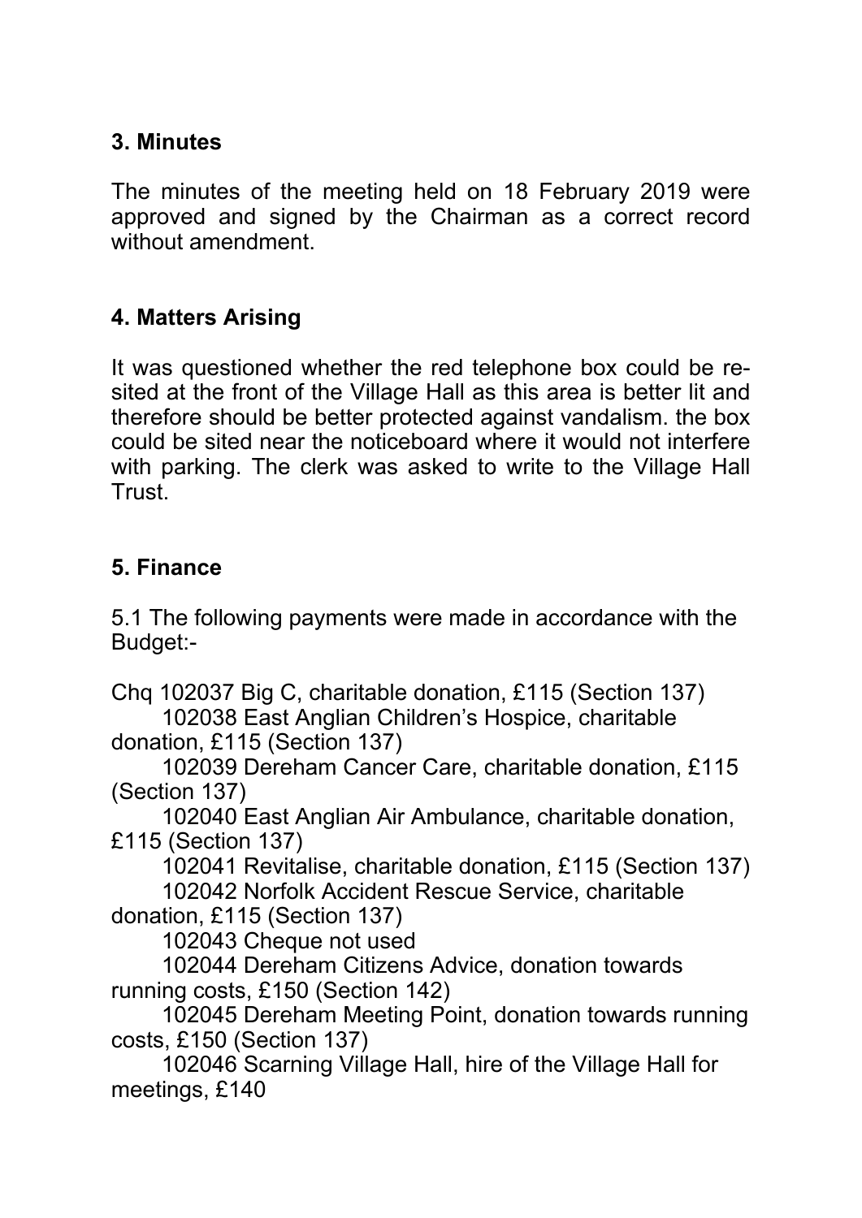## 3. Minutes

The minutes of the meeting held on 18 February 2019 were approved and signed by the Chairman as a correct record without amendment.

## 4. Matters Arising

It was questioned whether the red telephone box could be re-sited at the front of the Village Hall as this area is better lit and therefore should be better protected against vandalism. the box could be sited near the noticeboard where it would not interfere with parking. The clerk was asked to write to the Village Hall Trust.

## 5. Finance

5.1 The following payments were made in accordance with the Budget:-

Chq 102037 Big C, charitable donation, £115 (Section 137)
102038 East Anglian Children's Hospice, charitable donation, £115 (Section 137)
102039 Dereham Cancer Care, charitable donation, £115 (Section 137)
102040 East Anglian Air Ambulance, charitable donation, £115 (Section 137)
102041 Revitalise, charitable donation, £115 (Section 137)
102042 Norfolk Accident Rescue Service, charitable donation, £115 (Section 137)
102043 Cheque not used
102044 Dereham Citizens Advice, donation towards running costs, £150 (Section 142)
102045 Dereham Meeting Point, donation towards running costs, £150 (Section 137)
102046 Scarning Village Hall, hire of the Village Hall for meetings, £140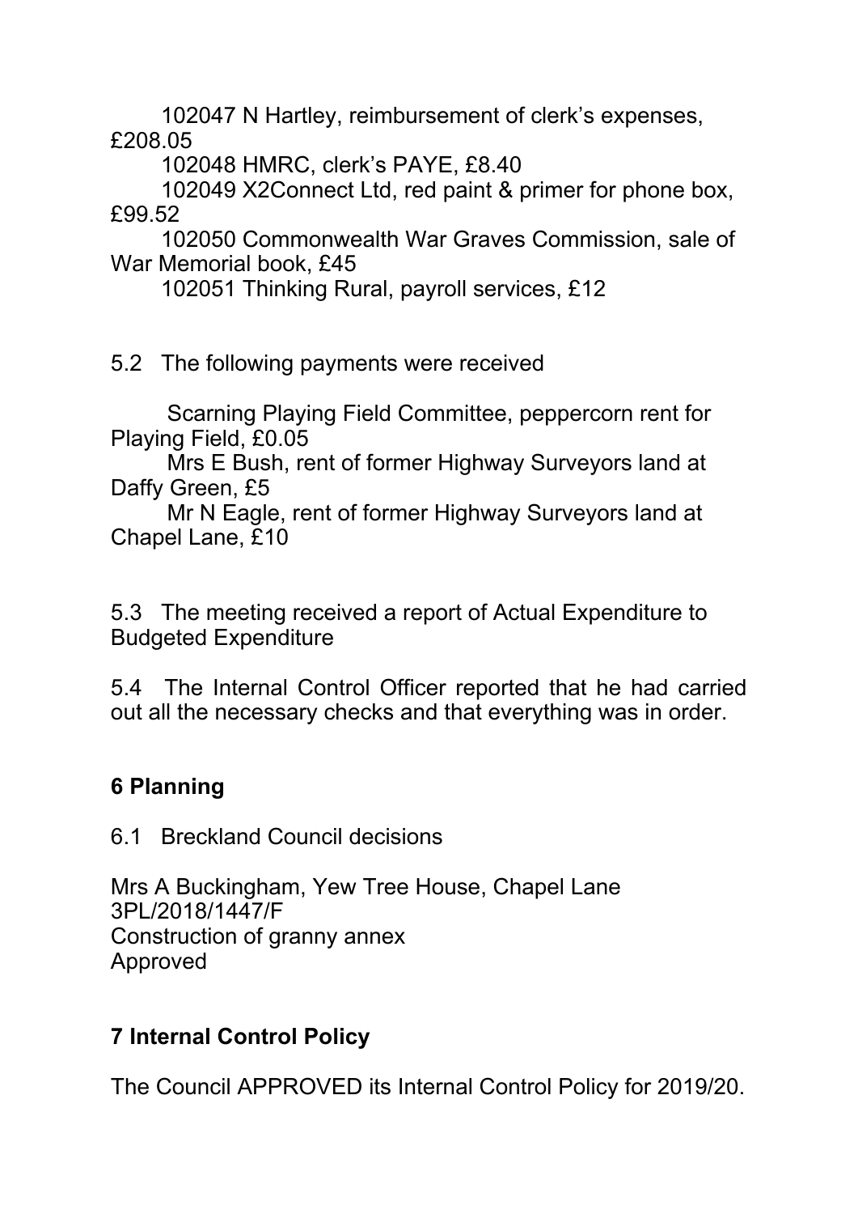102047 N Hartley, reimbursement of clerk's expenses, £208.05

102048 HMRC, clerk's PAYE, £8.40

102049 X2Connect Ltd, red paint & primer for phone box, £99.52

102050 Commonwealth War Graves Commission, sale of War Memorial book, £45

102051 Thinking Rural, payroll services, £12

5.2 The following payments were received

Scarning Playing Field Committee, peppercorn rent for Playing Field, £0.05

Mrs E Bush, rent of former Highway Surveyors land at Daffy Green, £5

Mr N Eagle, rent of former Highway Surveyors land at Chapel Lane, £10

5.3 The meeting received a report of Actual Expenditure to Budgeted Expenditure

5.4 The Internal Control Officer reported that he had carried out all the necessary checks and that everything was in order.

## 6 Planning

6.1 Breckland Council decisions

Mrs A Buckingham, Yew Tree House, Chapel Lane
3PL/2018/1447/F
Construction of granny annex
Approved

## 7 Internal Control Policy

The Council APPROVED its Internal Control Policy for 2019/20.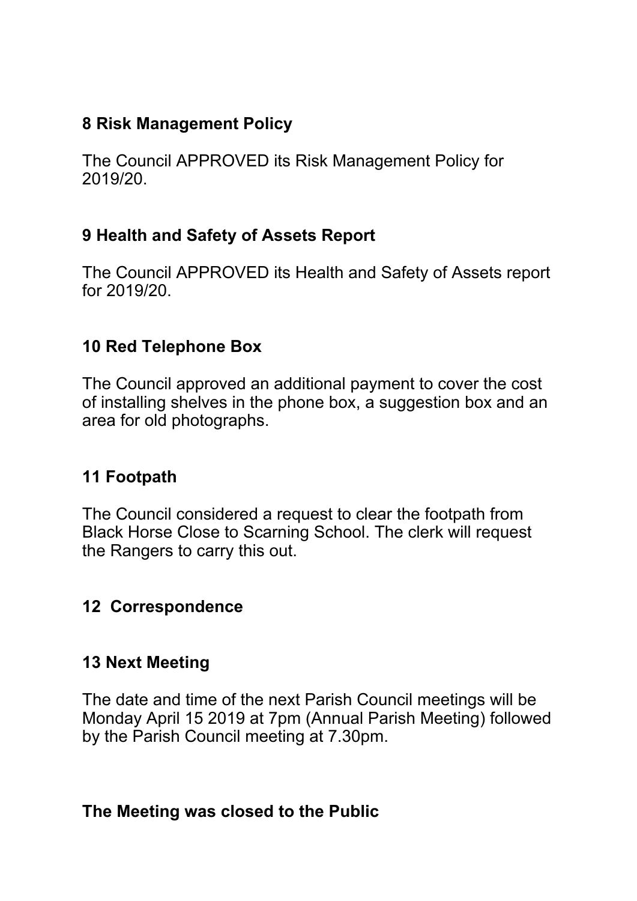## 8 Risk Management Policy

The Council APPROVED its Risk Management Policy for 2019/20.

## 9 Health and Safety of Assets Report

The Council APPROVED its Health and Safety of Assets report for 2019/20.

## 10 Red Telephone Box

The Council approved an additional payment to cover the cost of installing shelves in the phone box, a suggestion box and an area for old photographs.

## 11 Footpath

The Council considered a request to clear the footpath from Black Horse Close to Scarning School. The clerk will request the Rangers to carry this out.

## 12 Correspondence

## 13 Next Meeting

The date and time of the next Parish Council meetings will be Monday April 15 2019 at 7pm (Annual Parish Meeting) followed by the Parish Council meeting at 7.30pm.

**The Meeting was closed to the Public**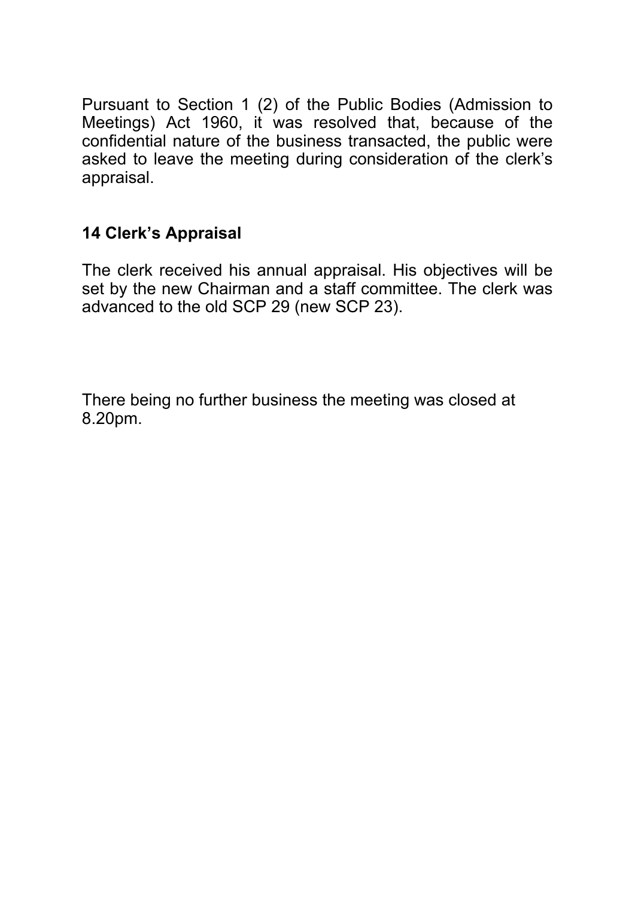Pursuant to Section 1 (2) of the Public Bodies (Admission to Meetings) Act 1960, it was resolved that, because of the confidential nature of the business transacted, the public were asked to leave the meeting during consideration of the clerk's appraisal.

**14 Clerk's Appraisal**

The clerk received his annual appraisal. His objectives will be set by the new Chairman and a staff committee. The clerk was advanced to the old SCP 29 (new SCP 23).

There being no further business the meeting was closed at 8.20pm.